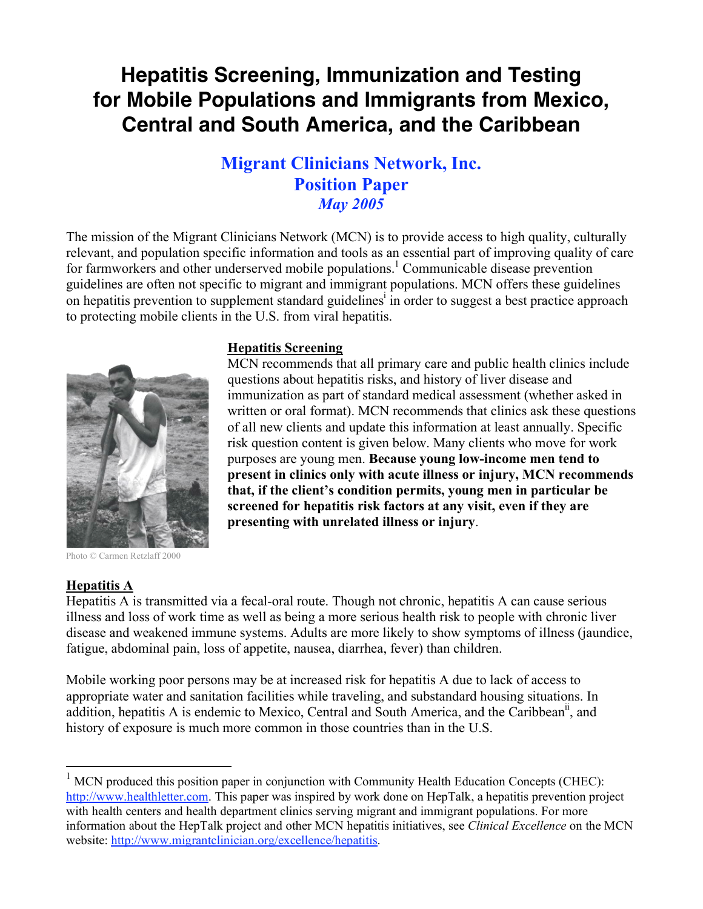# Hepatitis Screening, Immunization and Testing for Mobile Populations and Immigrants from Mexico, Central and South America, and the Caribbean

## Migrant Clinicians Network, Inc.
## Position Paper
### *May 2005*

The mission of the Migrant Clinicians Network (MCN) is to provide access to high quality, culturally relevant, and population specific information and tools as an essential part of improving quality of care for farmworkers and other underserved mobile populations.[1] Communicable disease prevention guidelines are often not specific to migrant and immigrant populations. MCN offers these guidelines on hepatitis prevention to supplement standard guidelines[i] in order to suggest a best practice approach to protecting mobile clients in the U.S. from viral hepatitis.

Photo © Carmen Retzlaff 2000

**Hepatitis Screening**

MCN recommends that all primary care and public health clinics include questions about hepatitis risks, and history of liver disease and immunization as part of standard medical assessment (whether asked in written or oral format). MCN recommends that clinics ask these questions of all new clients and update this information at least annually. Specific risk question content is given below. Many clients who move for work purposes are young men. **Because young low-income men tend to present in clinics only with acute illness or injury, MCN recommends that, if the client's condition permits, young men in particular be screened for hepatitis risk factors at any visit, even if they are presenting with unrelated illness or injury**.

**Hepatitis A**

Hepatitis A is transmitted via a fecal-oral route. Though not chronic, hepatitis A can cause serious illness and loss of work time as well as being a more serious health risk to people with chronic liver disease and weakened immune systems. Adults are more likely to show symptoms of illness (jaundice, fatigue, abdominal pain, loss of appetite, nausea, diarrhea, fever) than children.

Mobile working poor persons may be at increased risk for hepatitis A due to lack of access to appropriate water and sanitation facilities while traveling, and substandard housing situations. In addition, hepatitis A is endemic to Mexico, Central and South America, and the Caribbean[ii], and history of exposure is much more common in those countries than in the U.S.

---

[1] MCN produced this position paper in conjunction with Community Health Education Concepts (CHEC): http://www.healthletter.com. This paper was inspired by work done on HepTalk, a hepatitis prevention project with health centers and health department clinics serving migrant and immigrant populations. For more information about the HepTalk project and other MCN hepatitis initiatives, see *Clinical Excellence* on the MCN website: http://www.migrantclinician.org/excellence/hepatitis.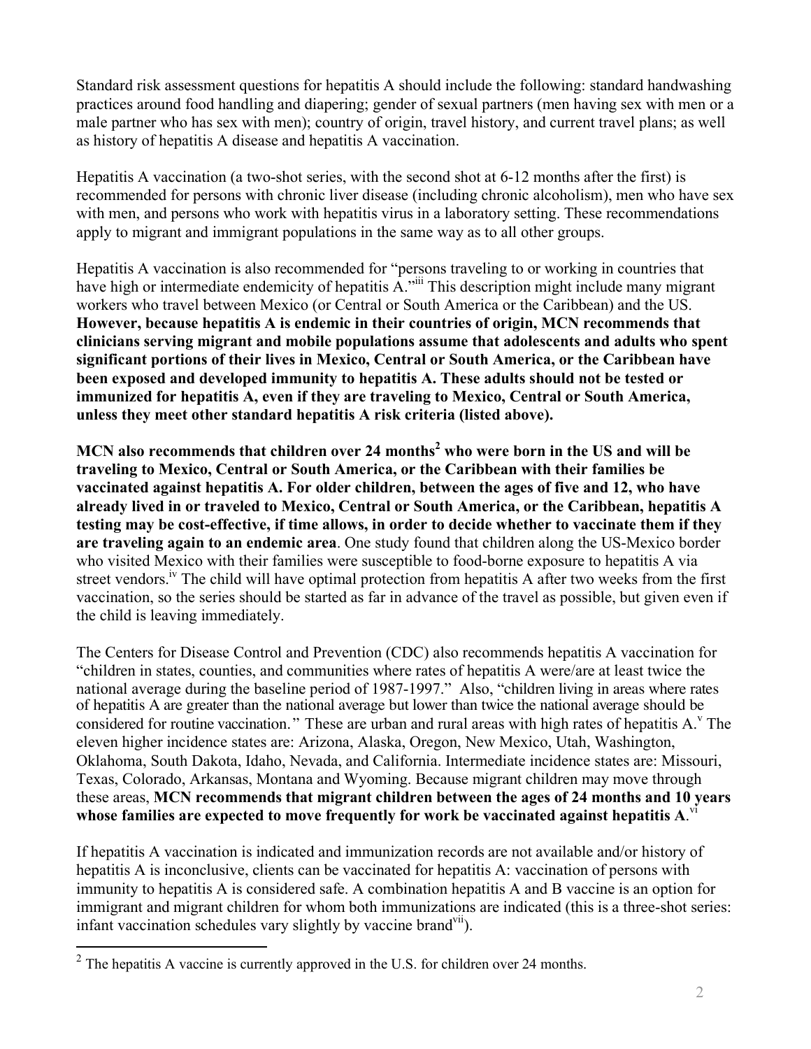Standard risk assessment questions for hepatitis A should include the following: standard handwashing practices around food handling and diapering; gender of sexual partners (men having sex with men or a male partner who has sex with men); country of origin, travel history, and current travel plans; as well as history of hepatitis A disease and hepatitis A vaccination.

Hepatitis A vaccination (a two-shot series, with the second shot at 6-12 months after the first) is recommended for persons with chronic liver disease (including chronic alcoholism), men who have sex with men, and persons who work with hepatitis virus in a laboratory setting. These recommendations apply to migrant and immigrant populations in the same way as to all other groups.

Hepatitis A vaccination is also recommended for "persons traveling to or working in countries that have high or intermediate endemicity of hepatitis A."[iii] This description might include many migrant workers who travel between Mexico (or Central or South America or the Caribbean) and the US. **However, because hepatitis A is endemic in their countries of origin, MCN recommends that clinicians serving migrant and mobile populations assume that adolescents and adults who spent significant portions of their lives in Mexico, Central or South America, or the Caribbean have been exposed and developed immunity to hepatitis A. These adults should not be tested or immunized for hepatitis A, even if they are traveling to Mexico, Central or South America, unless they meet other standard hepatitis A risk criteria (listed above).**

**MCN also recommends that children over 24 months[2] who were born in the US and will be traveling to Mexico, Central or South America, or the Caribbean with their families be vaccinated against hepatitis A. For older children, between the ages of five and 12, who have already lived in or traveled to Mexico, Central or South America, or the Caribbean, hepatitis A testing may be cost-effective, if time allows, in order to decide whether to vaccinate them if they are traveling again to an endemic area**. One study found that children along the US-Mexico border who visited Mexico with their families were susceptible to food-borne exposure to hepatitis A via street vendors.[iv] The child will have optimal protection from hepatitis A after two weeks from the first vaccination, so the series should be started as far in advance of the travel as possible, but given even if the child is leaving immediately.

The Centers for Disease Control and Prevention (CDC) also recommends hepatitis A vaccination for "children in states, counties, and communities where rates of hepatitis A were/are at least twice the national average during the baseline period of 1987-1997." Also, "children living in areas where rates of hepatitis A are greater than the national average but lower than twice the national average should be considered for routine vaccination." These are urban and rural areas with high rates of hepatitis A.[v] The eleven higher incidence states are: Arizona, Alaska, Oregon, New Mexico, Utah, Washington, Oklahoma, South Dakota, Idaho, Nevada, and California. Intermediate incidence states are: Missouri, Texas, Colorado, Arkansas, Montana and Wyoming. Because migrant children may move through these areas, **MCN recommends that migrant children between the ages of 24 months and 10 years whose families are expected to move frequently for work be vaccinated against hepatitis A**.[vi]

If hepatitis A vaccination is indicated and immunization records are not available and/or history of hepatitis A is inconclusive, clients can be vaccinated for hepatitis A: vaccination of persons with immunity to hepatitis A is considered safe. A combination hepatitis A and B vaccine is an option for immigrant and migrant children for whom both immunizations are indicated (this is a three-shot series: infant vaccination schedules vary slightly by vaccine brand[vii]).

---

[2] The hepatitis A vaccine is currently approved in the U.S. for children over 24 months.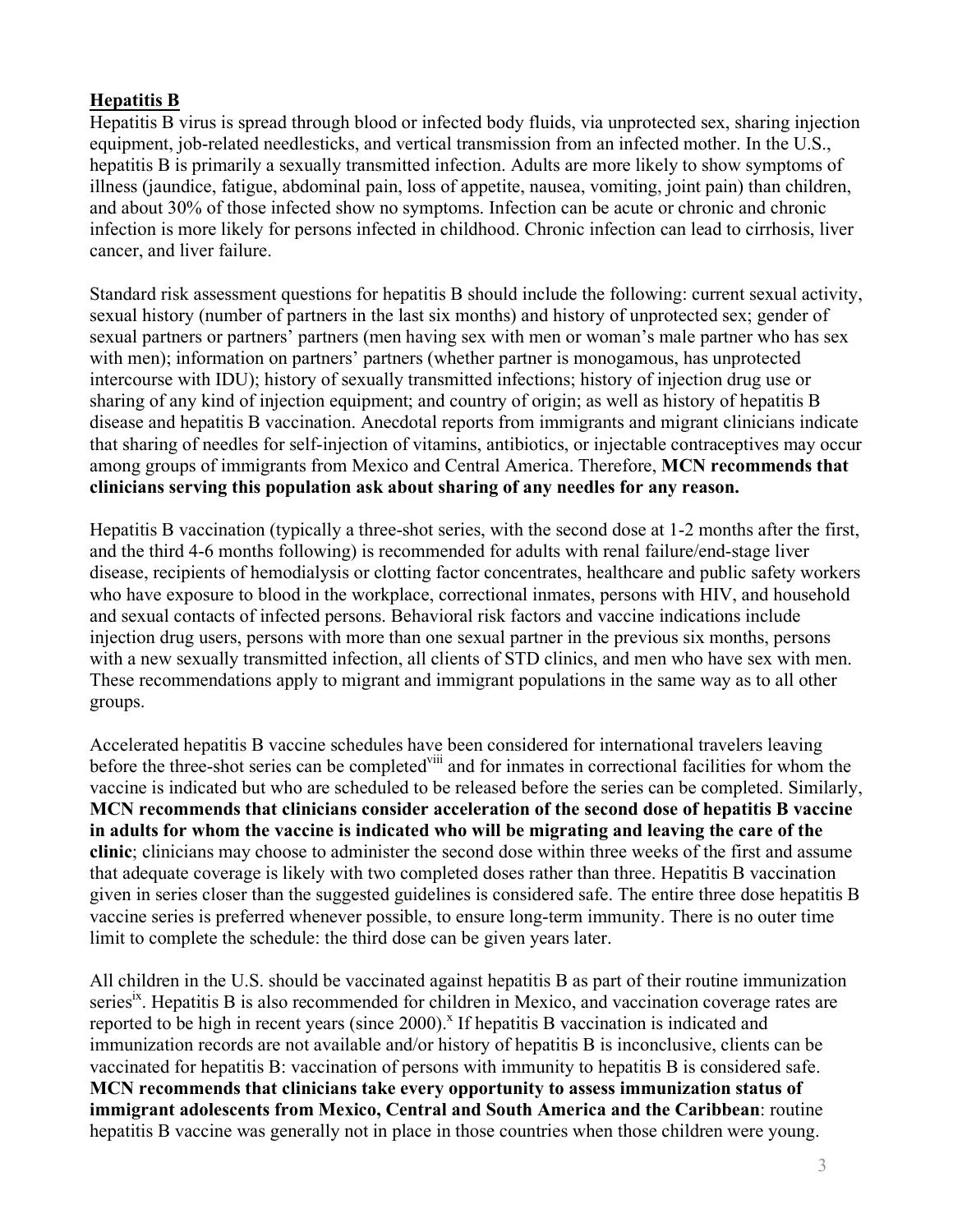## **Hepatitis B**

Hepatitis B virus is spread through blood or infected body fluids, via unprotected sex, sharing injection equipment, job-related needlesticks, and vertical transmission from an infected mother. In the U.S., hepatitis B is primarily a sexually transmitted infection. Adults are more likely to show symptoms of illness (jaundice, fatigue, abdominal pain, loss of appetite, nausea, vomiting, joint pain) than children, and about 30% of those infected show no symptoms. Infection can be acute or chronic and chronic infection is more likely for persons infected in childhood. Chronic infection can lead to cirrhosis, liver cancer, and liver failure.

Standard risk assessment questions for hepatitis B should include the following: current sexual activity, sexual history (number of partners in the last six months) and history of unprotected sex; gender of sexual partners or partners' partners (men having sex with men or woman's male partner who has sex with men); information on partners' partners (whether partner is monogamous, has unprotected intercourse with IDU); history of sexually transmitted infections; history of injection drug use or sharing of any kind of injection equipment; and country of origin; as well as history of hepatitis B disease and hepatitis B vaccination. Anecdotal reports from immigrants and migrant clinicians indicate that sharing of needles for self-injection of vitamins, antibiotics, or injectable contraceptives may occur among groups of immigrants from Mexico and Central America. Therefore, **MCN recommends that clinicians serving this population ask about sharing of any needles for any reason.**

Hepatitis B vaccination (typically a three-shot series, with the second dose at 1-2 months after the first, and the third 4-6 months following) is recommended for adults with renal failure/end-stage liver disease, recipients of hemodialysis or clotting factor concentrates, healthcare and public safety workers who have exposure to blood in the workplace, correctional inmates, persons with HIV, and household and sexual contacts of infected persons. Behavioral risk factors and vaccine indications include injection drug users, persons with more than one sexual partner in the previous six months, persons with a new sexually transmitted infection, all clients of STD clinics, and men who have sex with men. These recommendations apply to migrant and immigrant populations in the same way as to all other groups.

Accelerated hepatitis B vaccine schedules have been considered for international travelers leaving before the three-shot series can be completed[viii] and for inmates in correctional facilities for whom the vaccine is indicated but who are scheduled to be released before the series can be completed. Similarly, **MCN recommends that clinicians consider acceleration of the second dose of hepatitis B vaccine in adults for whom the vaccine is indicated who will be migrating and leaving the care of the clinic**; clinicians may choose to administer the second dose within three weeks of the first and assume that adequate coverage is likely with two completed doses rather than three. Hepatitis B vaccination given in series closer than the suggested guidelines is considered safe. The entire three dose hepatitis B vaccine series is preferred whenever possible, to ensure long-term immunity. There is no outer time limit to complete the schedule: the third dose can be given years later.

All children in the U.S. should be vaccinated against hepatitis B as part of their routine immunization series[ix]. Hepatitis B is also recommended for children in Mexico, and vaccination coverage rates are reported to be high in recent years (since 2000).[x] If hepatitis B vaccination is indicated and immunization records are not available and/or history of hepatitis B is inconclusive, clients can be vaccinated for hepatitis B: vaccination of persons with immunity to hepatitis B is considered safe. **MCN recommends that clinicians take every opportunity to assess immunization status of immigrant adolescents from Mexico, Central and South America and the Caribbean**: routine hepatitis B vaccine was generally not in place in those countries when those children were young.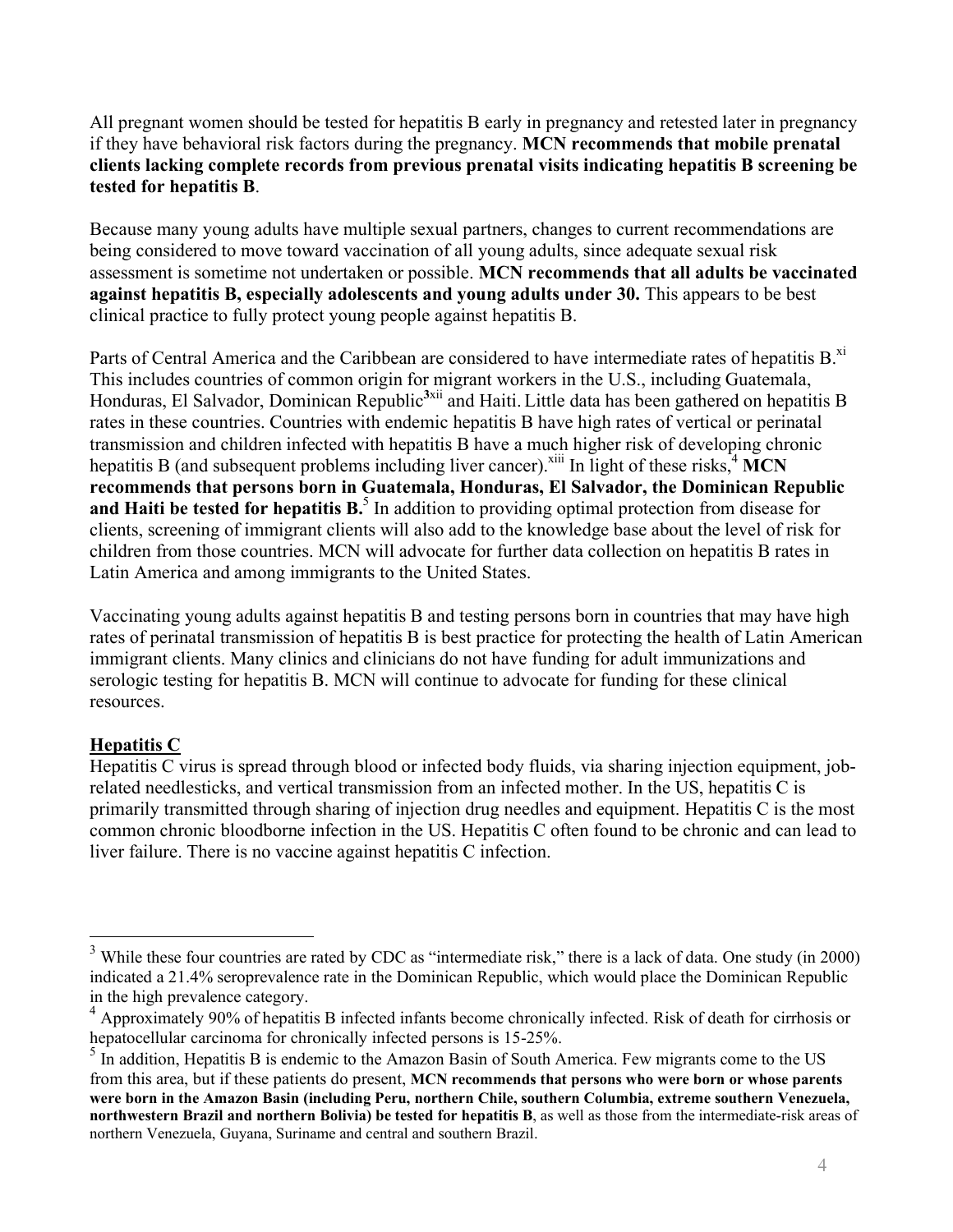All pregnant women should be tested for hepatitis B early in pregnancy and retested later in pregnancy if they have behavioral risk factors during the pregnancy. **MCN recommends that mobile prenatal clients lacking complete records from previous prenatal visits indicating hepatitis B screening be tested for hepatitis B**.

Because many young adults have multiple sexual partners, changes to current recommendations are being considered to move toward vaccination of all young adults, since adequate sexual risk assessment is sometime not undertaken or possible. **MCN recommends that all adults be vaccinated against hepatitis B, especially adolescents and young adults under 30.** This appears to be best clinical practice to fully protect young people against hepatitis B.

Parts of Central America and the Caribbean are considered to have intermediate rates of hepatitis B.[xi] This includes countries of common origin for migrant workers in the U.S., including Guatemala, Honduras, El Salvador, Dominican Republic[3][xii] and Haiti. Little data has been gathered on hepatitis B rates in these countries. Countries with endemic hepatitis B have high rates of vertical or perinatal transmission and children infected with hepatitis B have a much higher risk of developing chronic hepatitis B (and subsequent problems including liver cancer).[xiii] In light of these risks,[4] **MCN recommends that persons born in Guatemala, Honduras, El Salvador, the Dominican Republic and Haiti be tested for hepatitis B.**[5] In addition to providing optimal protection from disease for clients, screening of immigrant clients will also add to the knowledge base about the level of risk for children from those countries. MCN will advocate for further data collection on hepatitis B rates in Latin America and among immigrants to the United States.

Vaccinating young adults against hepatitis B and testing persons born in countries that may have high rates of perinatal transmission of hepatitis B is best practice for protecting the health of Latin American immigrant clients. Many clinics and clinicians do not have funding for adult immunizations and serologic testing for hepatitis B. MCN will continue to advocate for funding for these clinical resources.

## Hepatitis C

Hepatitis C virus is spread through blood or infected body fluids, via sharing injection equipment, job-related needlesticks, and vertical transmission from an infected mother. In the US, hepatitis C is primarily transmitted through sharing of injection drug needles and equipment. Hepatitis C is the most common chronic bloodborne infection in the US. Hepatitis C often found to be chronic and can lead to liver failure. There is no vaccine against hepatitis C infection.

---

[3] While these four countries are rated by CDC as "intermediate risk," there is a lack of data. One study (in 2000) indicated a 21.4% seroprevalence rate in the Dominican Republic, which would place the Dominican Republic in the high prevalence category.

[4] Approximately 90% of hepatitis B infected infants become chronically infected. Risk of death for cirrhosis or hepatocellular carcinoma for chronically infected persons is 15-25%.

[5] In addition, Hepatitis B is endemic to the Amazon Basin of South America. Few migrants come to the US from this area, but if these patients do present, **MCN recommends that persons who were born or whose parents were born in the Amazon Basin (including Peru, northern Chile, southern Columbia, extreme southern Venezuela, northwestern Brazil and northern Bolivia) be tested for hepatitis B**, as well as those from the intermediate-risk areas of northern Venezuela, Guyana, Suriname and central and southern Brazil.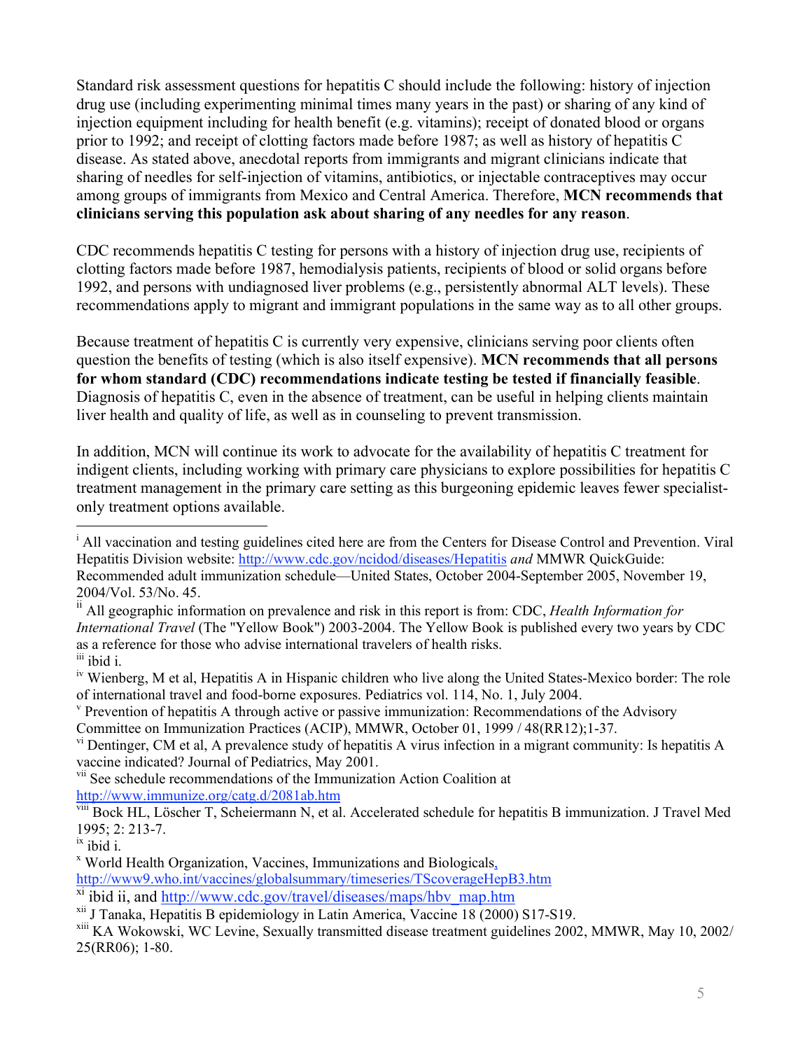Standard risk assessment questions for hepatitis C should include the following: history of injection drug use (including experimenting minimal times many years in the past) or sharing of any kind of injection equipment including for health benefit (e.g. vitamins); receipt of donated blood or organs prior to 1992; and receipt of clotting factors made before 1987; as well as history of hepatitis C disease. As stated above, anecdotal reports from immigrants and migrant clinicians indicate that sharing of needles for self-injection of vitamins, antibiotics, or injectable contraceptives may occur among groups of immigrants from Mexico and Central America. Therefore, **MCN recommends that clinicians serving this population ask about sharing of any needles for any reason**.

CDC recommends hepatitis C testing for persons with a history of injection drug use, recipients of clotting factors made before 1987, hemodialysis patients, recipients of blood or solid organs before 1992, and persons with undiagnosed liver problems (e.g., persistently abnormal ALT levels). These recommendations apply to migrant and immigrant populations in the same way as to all other groups.

Because treatment of hepatitis C is currently very expensive, clinicians serving poor clients often question the benefits of testing (which is also itself expensive). **MCN recommends that all persons for whom standard (CDC) recommendations indicate testing be tested if financially feasible**. Diagnosis of hepatitis C, even in the absence of treatment, can be useful in helping clients maintain liver health and quality of life, as well as in counseling to prevent transmission.

In addition, MCN will continue its work to advocate for the availability of hepatitis C treatment for indigent clients, including working with primary care physicians to explore possibilities for hepatitis C treatment management in the primary care setting as this burgeoning epidemic leaves fewer specialist-only treatment options available.

---

[i] All vaccination and testing guidelines cited here are from the Centers for Disease Control and Prevention. Viral Hepatitis Division website: http://www.cdc.gov/ncidod/diseases/Hepatitis *and* MMWR QuickGuide: Recommended adult immunization schedule—United States, October 2004-September 2005, November 19, 2004/Vol. 53/No. 45.

[ii] All geographic information on prevalence and risk in this report is from: CDC, *Health Information for International Travel* (The "Yellow Book") 2003-2004. The Yellow Book is published every two years by CDC as a reference for those who advise international travelers of health risks.

[iii] ibid i.

[iv] Wienberg, M et al, Hepatitis A in Hispanic children who live along the United States-Mexico border: The role of international travel and food-borne exposures. Pediatrics vol. 114, No. 1, July 2004.

[v] Prevention of hepatitis A through active or passive immunization: Recommendations of the Advisory Committee on Immunization Practices (ACIP), MMWR, October 01, 1999 / 48(RR12);1-37.

[vi] Dentinger, CM et al, A prevalence study of hepatitis A virus infection in a migrant community: Is hepatitis A vaccine indicated? Journal of Pediatrics, May 2001.

[vii] See schedule recommendations of the Immunization Action Coalition at http://www.immunize.org/catg.d/2081ab.htm

[viii] Bock HL, Löscher T, Scheiermann N, et al. Accelerated schedule for hepatitis B immunization. J Travel Med 1995; 2: 213-7.

[ix] ibid i.

[x] World Health Organization, Vaccines, Immunizations and Biologicals, http://www9.who.int/vaccines/globalsummary/timeseries/TScoverageHepB3.htm

[xi] ibid ii, and http://www.cdc.gov/travel/diseases/maps/hbv_map.htm

[xii] J Tanaka, Hepatitis B epidemiology in Latin America, Vaccine 18 (2000) S17-S19.

[xiii] KA Wokowski, WC Levine, Sexually transmitted disease treatment guidelines 2002, MMWR, May 10, 2002/ 25(RR06); 1-80.